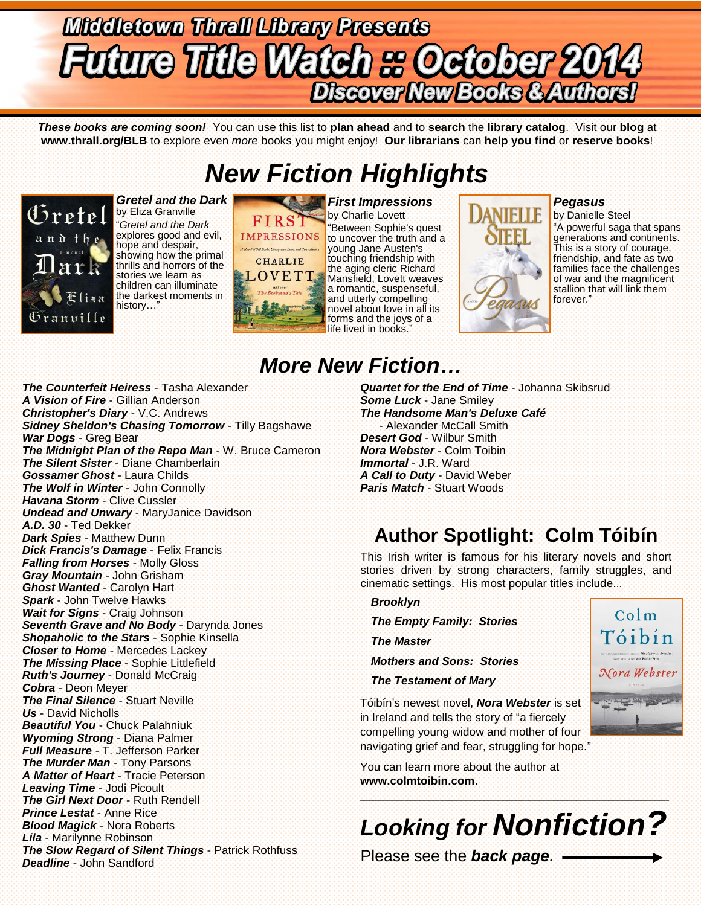# Middletown Thrall Library Presents

# Future Title Watch :: October 2014

## Discover New Books & Authors!

***These books are coming soon!*** You can use this list to **plan ahead** and to **search** the **library catalog**. Visit our **blog** at **www.thrall.org/BLB** to explore even *more* books you might enjoy! **Our librarians** can **help you find** or **reserve books**!

## *New Fiction Highlights*

***Gretel and the Dark***
by Eliza Granville
"*Gretel and the Dark* explores good and evil, hope and despair, showing how the primal thrills and horrors of the stories we learn as children can illuminate the darkest moments in history…"

***First Impressions***
by Charlie Lovett
"Between Sophie's quest to uncover the truth and a young Jane Austen's touching friendship with the aging cleric Richard Mansfield, Lovett weaves a romantic, suspenseful, and utterly compelling novel about love in all its forms and the joys of a life lived in books."

***Pegasus***
by Danielle Steel
"A powerful saga that spans generations and continents. This is a story of courage, friendship, and fate as two families face the challenges of war and the magnificent stallion that will link them forever."

## *More New Fiction…*

***The Counterfeit Heiress*** - Tasha Alexander
***A Vision of Fire*** - Gillian Anderson
***Christopher's Diary*** - V.C. Andrews
***Sidney Sheldon's Chasing Tomorrow*** - Tilly Bagshawe
***War Dogs*** - Greg Bear
***The Midnight Plan of the Repo Man*** - W. Bruce Cameron
***The Silent Sister*** - Diane Chamberlain
***Gossamer Ghost*** - Laura Childs
***The Wolf in Winter*** - John Connolly
***Havana Storm*** - Clive Cussler
***Undead and Unwary*** - MaryJanice Davidson
***A.D. 30*** - Ted Dekker
***Dark Spies*** - Matthew Dunn
***Dick Francis's Damage*** - Felix Francis
***Falling from Horses*** - Molly Gloss
***Gray Mountain*** - John Grisham
***Ghost Wanted*** - Carolyn Hart
***Spark*** - John Twelve Hawks
***Wait for Signs*** - Craig Johnson
***Seventh Grave and No Body*** - Darynda Jones
***Shopaholic to the Stars*** - Sophie Kinsella
***Closer to Home*** - Mercedes Lackey
***The Missing Place*** - Sophie Littlefield
***Ruth's Journey*** - Donald McCraig
***Cobra*** - Deon Meyer
***The Final Silence*** - Stuart Neville
***Us*** - David Nicholls
***Beautiful You*** - Chuck Palahniuk
***Wyoming Strong*** - Diana Palmer
***Full Measure*** - T. Jefferson Parker
***The Murder Man*** - Tony Parsons
***A Matter of Heart*** - Tracie Peterson
***Leaving Time*** - Jodi Picoult
***The Girl Next Door*** - Ruth Rendell
***Prince Lestat*** - Anne Rice
***Blood Magick*** - Nora Roberts
***Lila*** - Marilynne Robinson
***The Slow Regard of Silent Things*** - Patrick Rothfuss
***Deadline*** - John Sandford
***Quartet for the End of Time*** - Johanna Skibsrud
***Some Luck*** - Jane Smiley
***The Handsome Man's Deluxe Café*** - Alexander McCall Smith
***Desert God*** - Wilbur Smith
***Nora Webster*** - Colm Toibin
***Immortal*** - J.R. Ward
***A Call to Duty*** - David Weber
***Paris Match*** - Stuart Woods

## Author Spotlight: Colm Tóibín

This Irish writer is famous for his literary novels and short stories driven by strong characters, family struggles, and cinematic settings. His most popular titles include...

***Brooklyn***

***The Empty Family: Stories***

***The Master***

***Mothers and Sons: Stories***

***The Testament of Mary***

Tóibín's newest novel, ***Nora Webster*** is set in Ireland and tells the story of "a fiercely compelling young widow and mother of four navigating grief and fear, struggling for hope."

You can learn more about the author at **www.colmtoibin.com**.

## *Looking for Nonfiction?*

Please see the ***back page***. →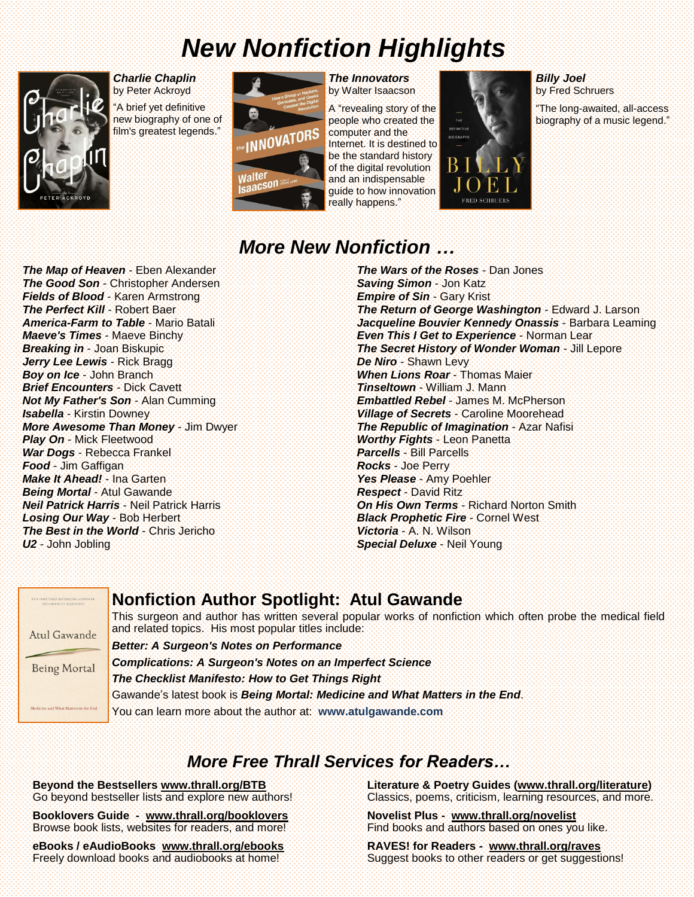# *New Nonfiction Highlights*

***Charlie Chaplin***
by Peter Ackroyd

"A brief yet definitive new biography of one of film's greatest legends."

***The Innovators***
by Walter Isaacson

A "revealing story of the people who created the computer and the Internet. It is destined to be the standard history of the digital revolution and an indispensable guide to how innovation really happens."

***Billy Joel***
by Fred Schruers

"The long-awaited, all-access biography of a music legend."

## *More New Nonfiction …*

***The Map of Heaven*** - Eben Alexander
***The Good Son*** - Christopher Andersen
***Fields of Blood*** - Karen Armstrong
***The Perfect Kill*** - Robert Baer
***America-Farm to Table*** - Mario Batali
***Maeve's Times*** - Maeve Binchy
***Breaking in*** - Joan Biskupic
***Jerry Lee Lewis*** - Rick Bragg
***Boy on Ice*** - John Branch
***Brief Encounters*** - Dick Cavett
***Not My Father's Son*** - Alan Cumming
***Isabella*** - Kirstin Downey
***More Awesome Than Money*** - Jim Dwyer
***Play On*** - Mick Fleetwood
***War Dogs*** - Rebecca Frankel
***Food*** - Jim Gaffigan
***Make It Ahead!*** - Ina Garten
***Being Mortal*** - Atul Gawande
***Neil Patrick Harris*** - Neil Patrick Harris
***Losing Our Way*** - Bob Herbert
***The Best in the World*** - Chris Jericho
***U2*** - John Jobling
***The Wars of the Roses*** - Dan Jones
***Saving Simon*** - Jon Katz
***Empire of Sin*** - Gary Krist
***The Return of George Washington*** - Edward J. Larson
***Jacqueline Bouvier Kennedy Onassis*** - Barbara Leaming
***Even This I Get to Experience*** - Norman Lear
***The Secret History of Wonder Woman*** - Jill Lepore
***De Niro*** - Shawn Levy
***When Lions Roar*** - Thomas Maier
***Tinseltown*** - William J. Mann
***Embattled Rebel*** - James M. McPherson
***Village of Secrets*** - Caroline Moorehead
***The Republic of Imagination*** - Azar Nafisi
***Worthy Fights*** - Leon Panetta
***Parcells*** - Bill Parcells
***Rocks*** - Joe Perry
***Yes Please*** - Amy Poehler
***Respect*** - David Ritz
***On His Own Terms*** - Richard Norton Smith
***Black Prophetic Fire*** - Cornel West
***Victoria*** - A. N. Wilson
***Special Deluxe*** - Neil Young

## Nonfiction Author Spotlight: Atul Gawande

This surgeon and author has written several popular works of nonfiction which often probe the medical field and related topics. His most popular titles include:

***Better: A Surgeon's Notes on Performance***

***Complications: A Surgeon's Notes on an Imperfect Science***

***The Checklist Manifesto: How to Get Things Right***

Gawande's latest book is ***Being Mortal: Medicine and What Matters in the End***.

You can learn more about the author at: **www.atulgawande.com**

## *More Free Thrall Services for Readers…*

**Beyond the Bestsellers www.thrall.org/BTB**
Go beyond bestseller lists and explore new authors!

**Booklovers Guide - www.thrall.org/booklovers**
Browse book lists, websites for readers, and more!

**eBooks / eAudioBooks www.thrall.org/ebooks**
Freely download books and audiobooks at home!

**Literature & Poetry Guides (www.thrall.org/literature)**
Classics, poems, criticism, learning resources, and more.

**Novelist Plus - www.thrall.org/novelist**
Find books and authors based on ones you like.

**RAVES! for Readers - www.thrall.org/raves**
Suggest books to other readers or get suggestions!